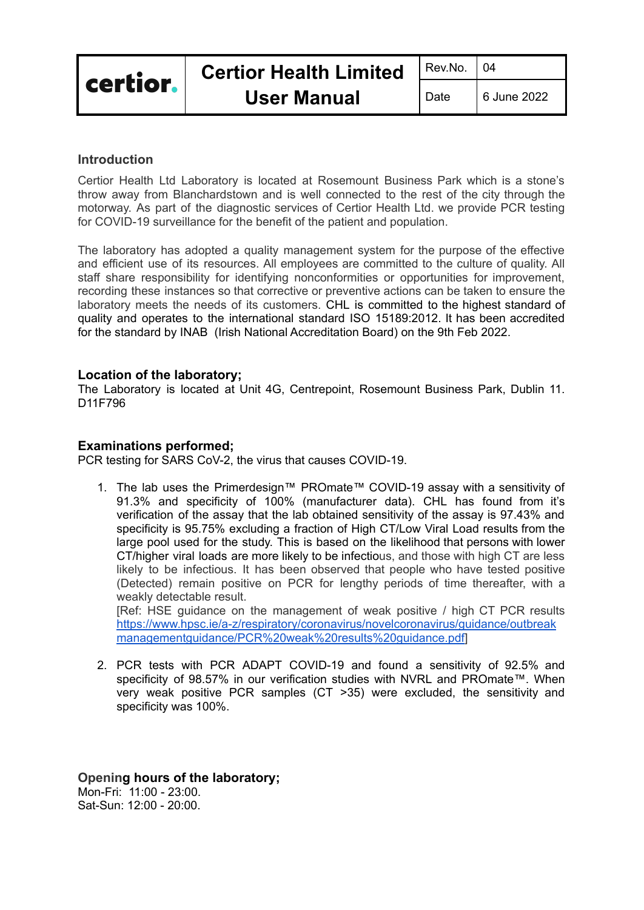| certior. | Certior Health Limited User Manual | Rev.No. | 04 |
|---|---|---|---|
| | | Date | 6 June 2022 |

## Introduction

Certior Health Ltd Laboratory is located at Rosemount Business Park which is a stone's throw away from Blanchardstown and is well connected to the rest of the city through the motorway. As part of the diagnostic services of Certior Health Ltd. we provide PCR testing for COVID-19 surveillance for the benefit of the patient and population.

The laboratory has adopted a quality management system for the purpose of the effective and efficient use of its resources. All employees are committed to the culture of quality. All staff share responsibility for identifying nonconformities or opportunities for improvement, recording these instances so that corrective or preventive actions can be taken to ensure the laboratory meets the needs of its customers. CHL is committed to the highest standard of quality and operates to the international standard ISO 15189:2012. It has been accredited for the standard by INAB (Irish National Accreditation Board) on the 9th Feb 2022.

## Location of the laboratory;

The Laboratory is located at Unit 4G, Centrepoint, Rosemount Business Park, Dublin 11. D11F796

## Examinations performed;

PCR testing for SARS CoV-2, the virus that causes COVID-19.

1. The lab uses the Primerdesign™ PROmate™ COVID-19 assay with a sensitivity of 91.3% and specificity of 100% (manufacturer data). CHL has found from it's verification of the assay that the lab obtained sensitivity of the assay is 97.43% and specificity is 95.75% excluding a fraction of High CT/Low Viral Load results from the large pool used for the study. This is based on the likelihood that persons with lower CT/higher viral loads are more likely to be infectious, and those with high CT are less likely to be infectious. It has been observed that people who have tested positive (Detected) remain positive on PCR for lengthy periods of time thereafter, with a weakly detectable result.
   [Ref: HSE guidance on the management of weak positive / high CT PCR results https://www.hpsc.ie/a-z/respiratory/coronavirus/novelcoronavirus/guidance/outbreakmanagementguidance/PCR%20weak%20results%20guidance.pdf]

2. PCR tests with PCR ADAPT COVID-19 and found a sensitivity of 92.5% and specificity of 98.57% in our verification studies with NVRL and PROmate™. When very weak positive PCR samples (CT >35) were excluded, the sensitivity and specificity was 100%.

## Opening hours of the laboratory;

Mon-Fri: 11:00 - 23:00.
Sat-Sun: 12:00 - 20:00.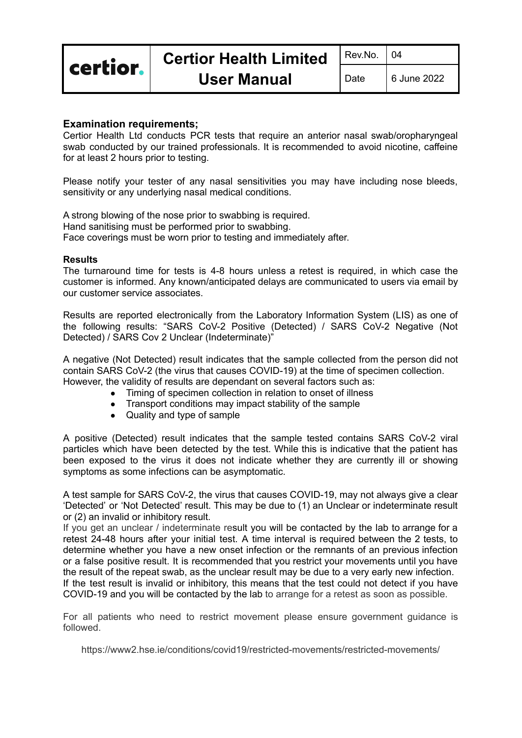**Examination requirements;**

Certior Health Ltd conducts PCR tests that require an anterior nasal swab/oropharyngeal swab conducted by our trained professionals. It is recommended to avoid nicotine, caffeine for at least 2 hours prior to testing.

Please notify your tester of any nasal sensitivities you may have including nose bleeds, sensitivity or any underlying nasal medical conditions.

A strong blowing of the nose prior to swabbing is required.
Hand sanitising must be performed prior to swabbing.
Face coverings must be worn prior to testing and immediately after.

**Results**

The turnaround time for tests is 4-8 hours unless a retest is required, in which case the customer is informed. Any known/anticipated delays are communicated to users via email by our customer service associates.

Results are reported electronically from the Laboratory Information System (LIS) as one of the following results: "SARS CoV-2 Positive (Detected) / SARS CoV-2 Negative (Not Detected) / SARS Cov 2 Unclear (Indeterminate)"

A negative (Not Detected) result indicates that the sample collected from the person did not contain SARS CoV-2 (the virus that causes COVID-19) at the time of specimen collection. However, the validity of results are dependant on several factors such as:

- Timing of specimen collection in relation to onset of illness
- Transport conditions may impact stability of the sample
- Quality and type of sample

A positive (Detected) result indicates that the sample tested contains SARS CoV-2 viral particles which have been detected by the test. While this is indicative that the patient has been exposed to the virus it does not indicate whether they are currently ill or showing symptoms as some infections can be asymptomatic.

A test sample for SARS CoV-2, the virus that causes COVID-19, may not always give a clear 'Detected' or 'Not Detected' result. This may be due to (1) an Unclear or indeterminate result or (2) an invalid or inhibitory result.

If you get an unclear / indeterminate result you will be contacted by the lab to arrange for a retest 24-48 hours after your initial test. A time interval is required between the 2 tests, to determine whether you have a new onset infection or the remnants of an previous infection or a false positive result. It is recommended that you restrict your movements until you have the result of the repeat swab, as the unclear result may be due to a very early new infection.
If the test result is invalid or inhibitory, this means that the test could not detect if you have COVID-19 and you will be contacted by the lab to arrange for a retest as soon as possible.

For all patients who need to restrict movement please ensure government guidance is followed.

https://www2.hse.ie/conditions/covid19/restricted-movements/restricted-movements/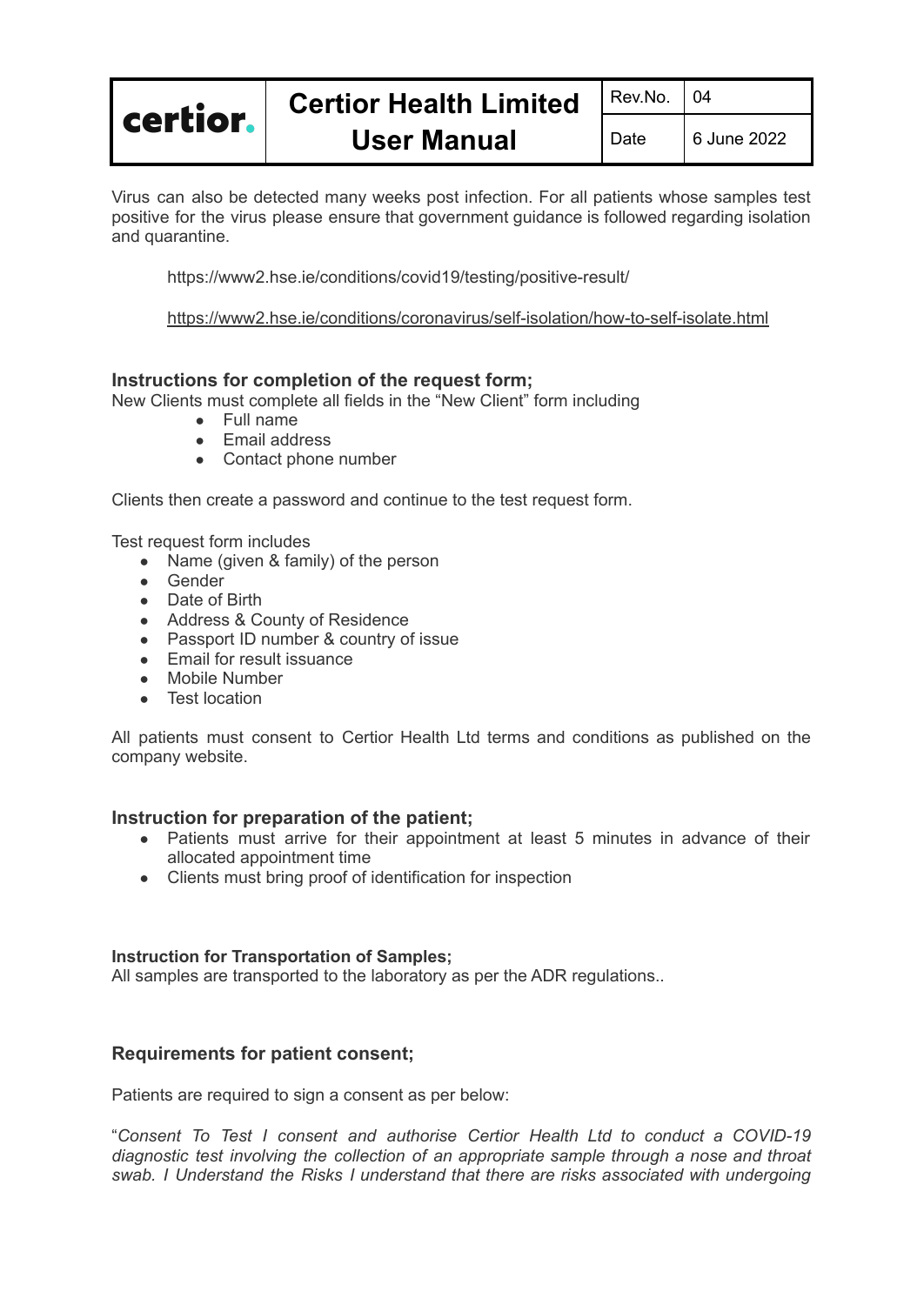Virus can also be detected many weeks post infection. For all patients whose samples test positive for the virus please ensure that government guidance is followed regarding isolation and quarantine.

https://www2.hse.ie/conditions/covid19/testing/positive-result/

https://www2.hse.ie/conditions/coronavirus/self-isolation/how-to-self-isolate.html

### Instructions for completion of the request form;

New Clients must complete all fields in the "New Client" form including

- Full name
- Email address
- Contact phone number

Clients then create a password and continue to the test request form.

Test request form includes

- Name (given & family) of the person
- Gender
- Date of Birth
- Address & County of Residence
- Passport ID number & country of issue
- Email for result issuance
- Mobile Number
- Test location

All patients must consent to Certior Health Ltd terms and conditions as published on the company website.

### Instruction for preparation of the patient;

- Patients must arrive for their appointment at least 5 minutes in advance of their allocated appointment time
- Clients must bring proof of identification for inspection

#### Instruction for Transportation of Samples;

All samples are transported to the laboratory as per the ADR regulations..

### Requirements for patient consent;

Patients are required to sign a consent as per below:

"*Consent To Test I consent and authorise Certior Health Ltd to conduct a COVID-19 diagnostic test involving the collection of an appropriate sample through a nose and throat swab. I Understand the Risks I understand that there are risks associated with undergoing*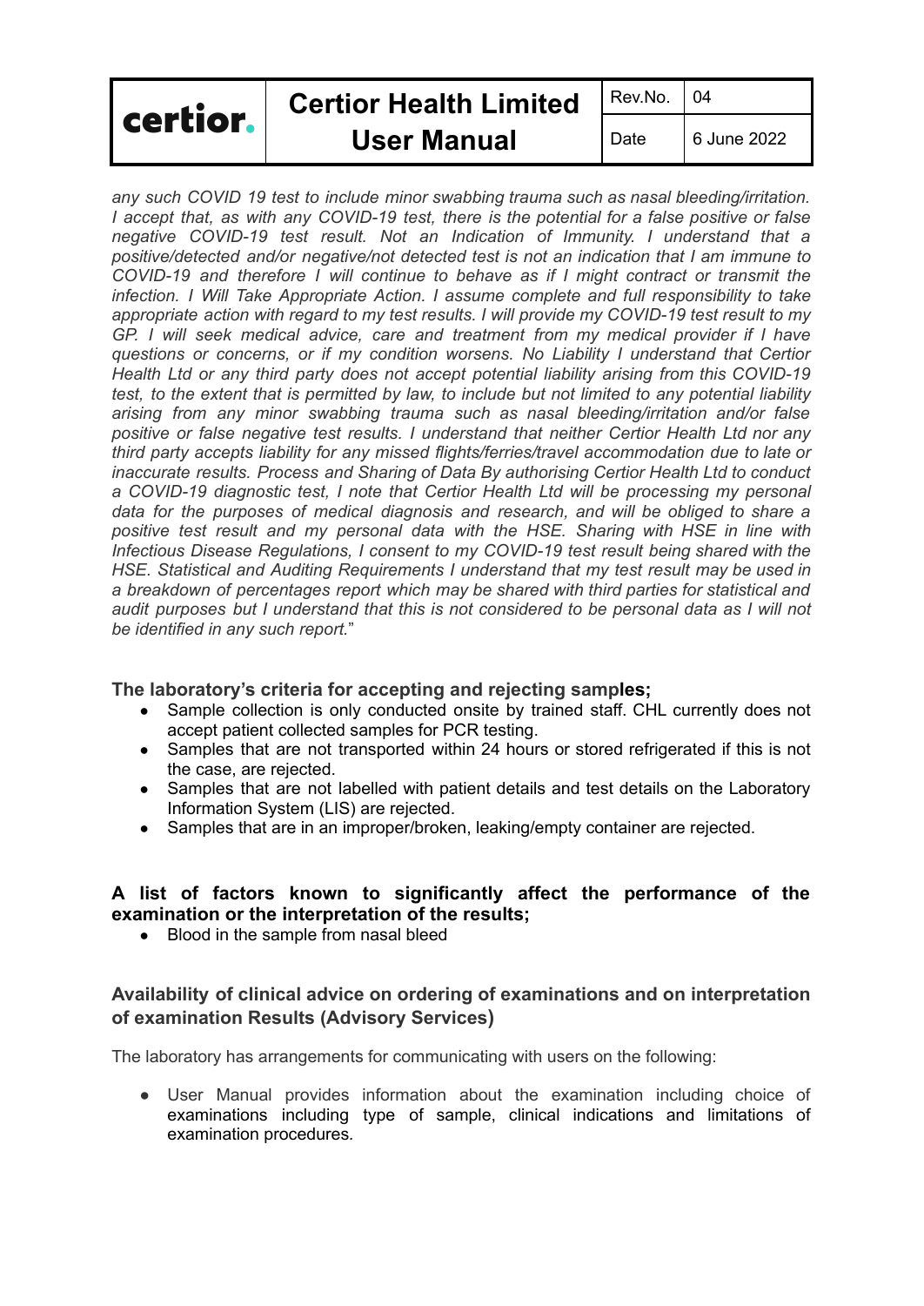*any such COVID 19 test to include minor swabbing trauma such as nasal bleeding/irritation. I accept that, as with any COVID-19 test, there is the potential for a false positive or false negative COVID-19 test result. Not an Indication of Immunity. I understand that a positive/detected and/or negative/not detected test is not an indication that I am immune to COVID-19 and therefore I will continue to behave as if I might contract or transmit the infection. I Will Take Appropriate Action. I assume complete and full responsibility to take appropriate action with regard to my test results. I will provide my COVID-19 test result to my GP. I will seek medical advice, care and treatment from my medical provider if I have questions or concerns, or if my condition worsens. No Liability I understand that Certior Health Ltd or any third party does not accept potential liability arising from this COVID-19 test, to the extent that is permitted by law, to include but not limited to any potential liability arising from any minor swabbing trauma such as nasal bleeding/irritation and/or false positive or false negative test results. I understand that neither Certior Health Ltd nor any third party accepts liability for any missed flights/ferries/travel accommodation due to late or inaccurate results. Process and Sharing of Data By authorising Certior Health Ltd to conduct a COVID-19 diagnostic test, I note that Certior Health Ltd will be processing my personal data for the purposes of medical diagnosis and research, and will be obliged to share a positive test result and my personal data with the HSE. Sharing with HSE in line with Infectious Disease Regulations, I consent to my COVID-19 test result being shared with the HSE. Statistical and Auditing Requirements I understand that my test result may be used in a breakdown of percentages report which may be shared with third parties for statistical and audit purposes but I understand that this is not considered to be personal data as I will not be identified in any such report.*"

### The laboratory's criteria for accepting and rejecting samples;

- Sample collection is only conducted onsite by trained staff. CHL currently does not accept patient collected samples for PCR testing.
- Samples that are not transported within 24 hours or stored refrigerated if this is not the case, are rejected.
- Samples that are not labelled with patient details and test details on the Laboratory Information System (LIS) are rejected.
- Samples that are in an improper/broken, leaking/empty container are rejected.

### A list of factors known to significantly affect the performance of the examination or the interpretation of the results;

- Blood in the sample from nasal bleed

### Availability of clinical advice on ordering of examinations and on interpretation of examination Results (Advisory Services)

The laboratory has arrangements for communicating with users on the following:

- User Manual provides information about the examination including choice of examinations including type of sample, clinical indications and limitations of examination procedures.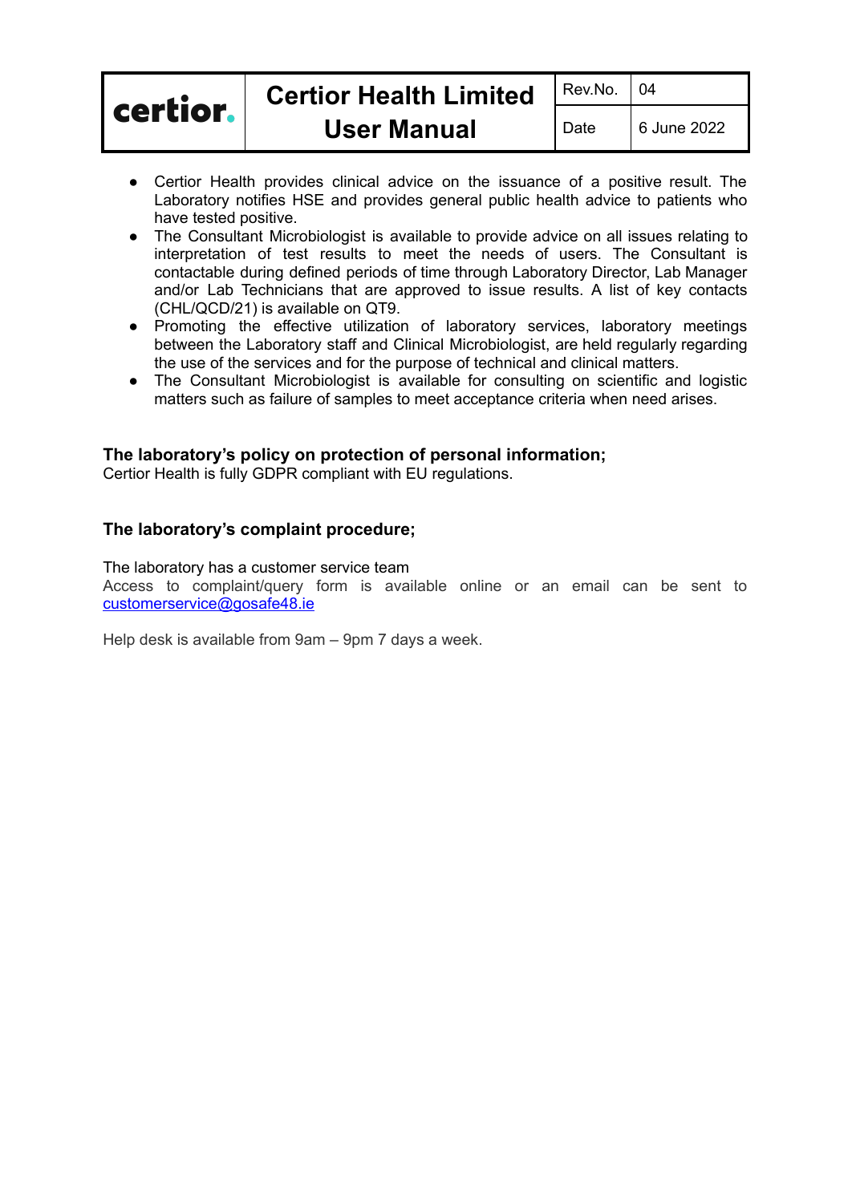- Certior Health provides clinical advice on the issuance of a positive result. The Laboratory notifies HSE and provides general public health advice to patients who have tested positive.
- The Consultant Microbiologist is available to provide advice on all issues relating to interpretation of test results to meet the needs of users. The Consultant is contactable during defined periods of time through Laboratory Director, Lab Manager and/or Lab Technicians that are approved to issue results. A list of key contacts (CHL/QCD/21) is available on QT9.
- Promoting the effective utilization of laboratory services, laboratory meetings between the Laboratory staff and Clinical Microbiologist, are held regularly regarding the use of the services and for the purpose of technical and clinical matters.
- The Consultant Microbiologist is available for consulting on scientific and logistic matters such as failure of samples to meet acceptance criteria when need arises.

### The laboratory's policy on protection of personal information;

Certior Health is fully GDPR compliant with EU regulations.

### The laboratory's complaint procedure;

The laboratory has a customer service team
Access to complaint/query form is available online or an email can be sent to customerservice@gosafe48.ie

Help desk is available from 9am – 9pm 7 days a week.